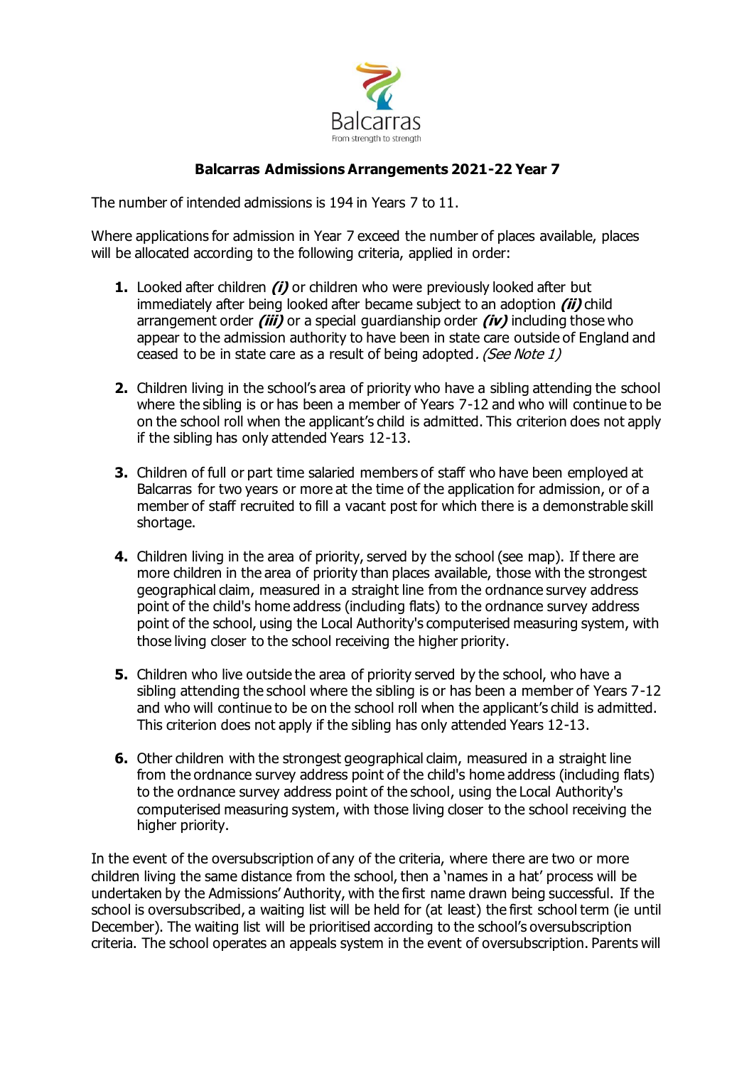Balcarras
From strength to strength

## Balcarras Admissions Arrangements 2021-22 Year 7

The number of intended admissions is 194 in Years 7 to 11.

Where applications for admission in Year 7 exceed the number of places available, places will be allocated according to the following criteria, applied in order:

1. Looked after children ***(i)*** or children who were previously looked after but immediately after being looked after became subject to an adoption ***(ii)*** child arrangement order ***(iii)*** or a special guardianship order ***(iv)*** including those who appear to the admission authority to have been in state care outside of England and ceased to be in state care as a result of being adopted. *(See Note 1)*

2. Children living in the school's area of priority who have a sibling attending the school where the sibling is or has been a member of Years 7-12 and who will continue to be on the school roll when the applicant's child is admitted. This criterion does not apply if the sibling has only attended Years 12-13.

3. Children of full or part time salaried members of staff who have been employed at Balcarras for two years or more at the time of the application for admission, or of a member of staff recruited to fill a vacant post for which there is a demonstrable skill shortage.

4. Children living in the area of priority, served by the school (see map). If there are more children in the area of priority than places available, those with the strongest geographical claim, measured in a straight line from the ordnance survey address point of the child's home address (including flats) to the ordnance survey address point of the school, using the Local Authority's computerised measuring system, with those living closer to the school receiving the higher priority.

5. Children who live outside the area of priority served by the school, who have a sibling attending the school where the sibling is or has been a member of Years 7-12 and who will continue to be on the school roll when the applicant's child is admitted. This criterion does not apply if the sibling has only attended Years 12-13.

6. Other children with the strongest geographical claim, measured in a straight line from the ordnance survey address point of the child's home address (including flats) to the ordnance survey address point of the school, using the Local Authority's computerised measuring system, with those living closer to the school receiving the higher priority.

In the event of the oversubscription of any of the criteria, where there are two or more children living the same distance from the school, then a 'names in a hat' process will be undertaken by the Admissions' Authority, with the first name drawn being successful. If the school is oversubscribed, a waiting list will be held for (at least) the first school term (ie until December). The waiting list will be prioritised according to the school's oversubscription criteria. The school operates an appeals system in the event of oversubscription. Parents will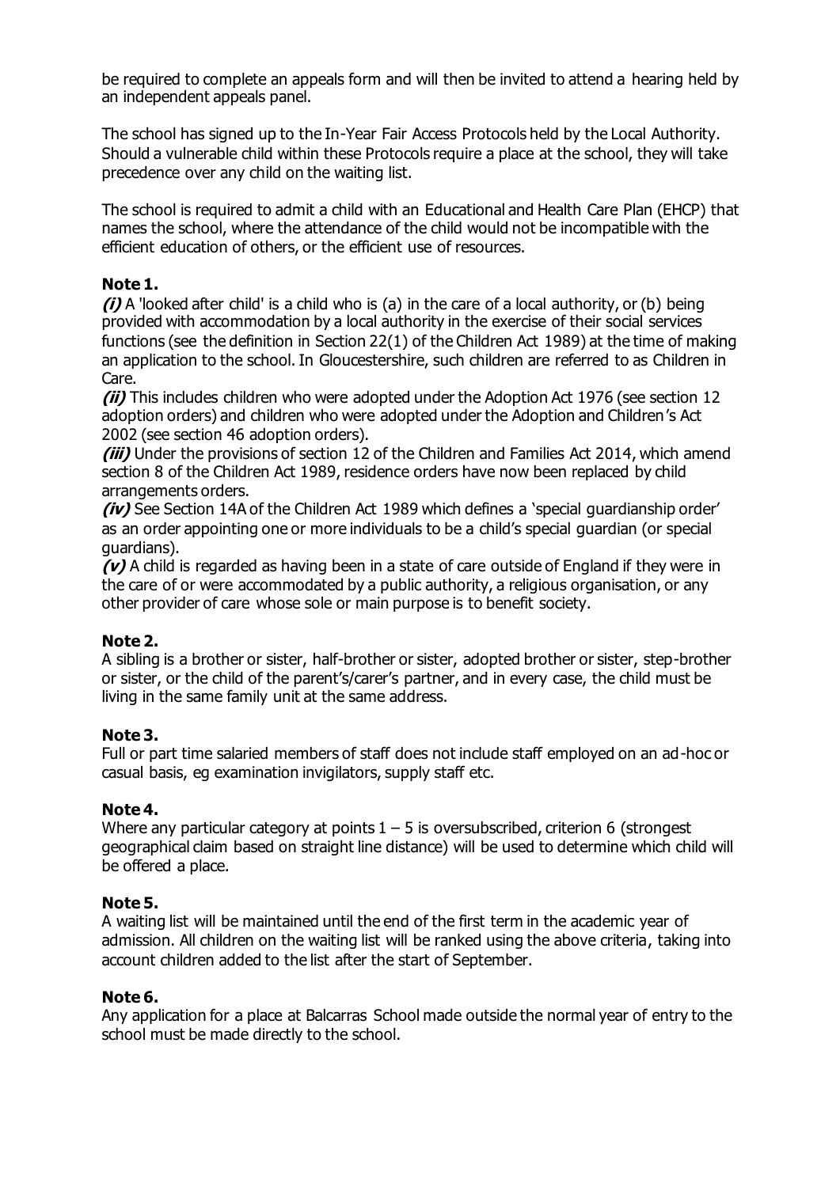be required to complete an appeals form and will then be invited to attend a hearing held by an independent appeals panel.

The school has signed up to the In-Year Fair Access Protocols held by the Local Authority. Should a vulnerable child within these Protocols require a place at the school, they will take precedence over any child on the waiting list.

The school is required to admit a child with an Educational and Health Care Plan (EHCP) that names the school, where the attendance of the child would not be incompatible with the efficient education of others, or the efficient use of resources.

**Note 1.**

***(i)*** A 'looked after child' is a child who is (a) in the care of a local authority, or (b) being provided with accommodation by a local authority in the exercise of their social services functions (see the definition in Section 22(1) of the Children Act 1989) at the time of making an application to the school. In Gloucestershire, such children are referred to as Children in Care.

***(ii)*** This includes children who were adopted under the Adoption Act 1976 (see section 12 adoption orders) and children who were adopted under the Adoption and Children's Act 2002 (see section 46 adoption orders).

***(iii)*** Under the provisions of section 12 of the Children and Families Act 2014, which amend section 8 of the Children Act 1989, residence orders have now been replaced by child arrangements orders.

***(iv)*** See Section 14A of the Children Act 1989 which defines a 'special guardianship order' as an order appointing one or more individuals to be a child's special guardian (or special guardians).

***(v)*** A child is regarded as having been in a state of care outside of England if they were in the care of or were accommodated by a public authority, a religious organisation, or any other provider of care whose sole or main purpose is to benefit society.

**Note 2.**

A sibling is a brother or sister, half-brother or sister, adopted brother or sister, step-brother or sister, or the child of the parent's/carer's partner, and in every case, the child must be living in the same family unit at the same address.

**Note 3.**

Full or part time salaried members of staff does not include staff employed on an ad-hoc or casual basis, eg examination invigilators, supply staff etc.

**Note 4.**

Where any particular category at points 1 – 5 is oversubscribed, criterion 6 (strongest geographical claim based on straight line distance) will be used to determine which child will be offered a place.

**Note 5.**

A waiting list will be maintained until the end of the first term in the academic year of admission. All children on the waiting list will be ranked using the above criteria, taking into account children added to the list after the start of September.

**Note 6.**

Any application for a place at Balcarras School made outside the normal year of entry to the school must be made directly to the school.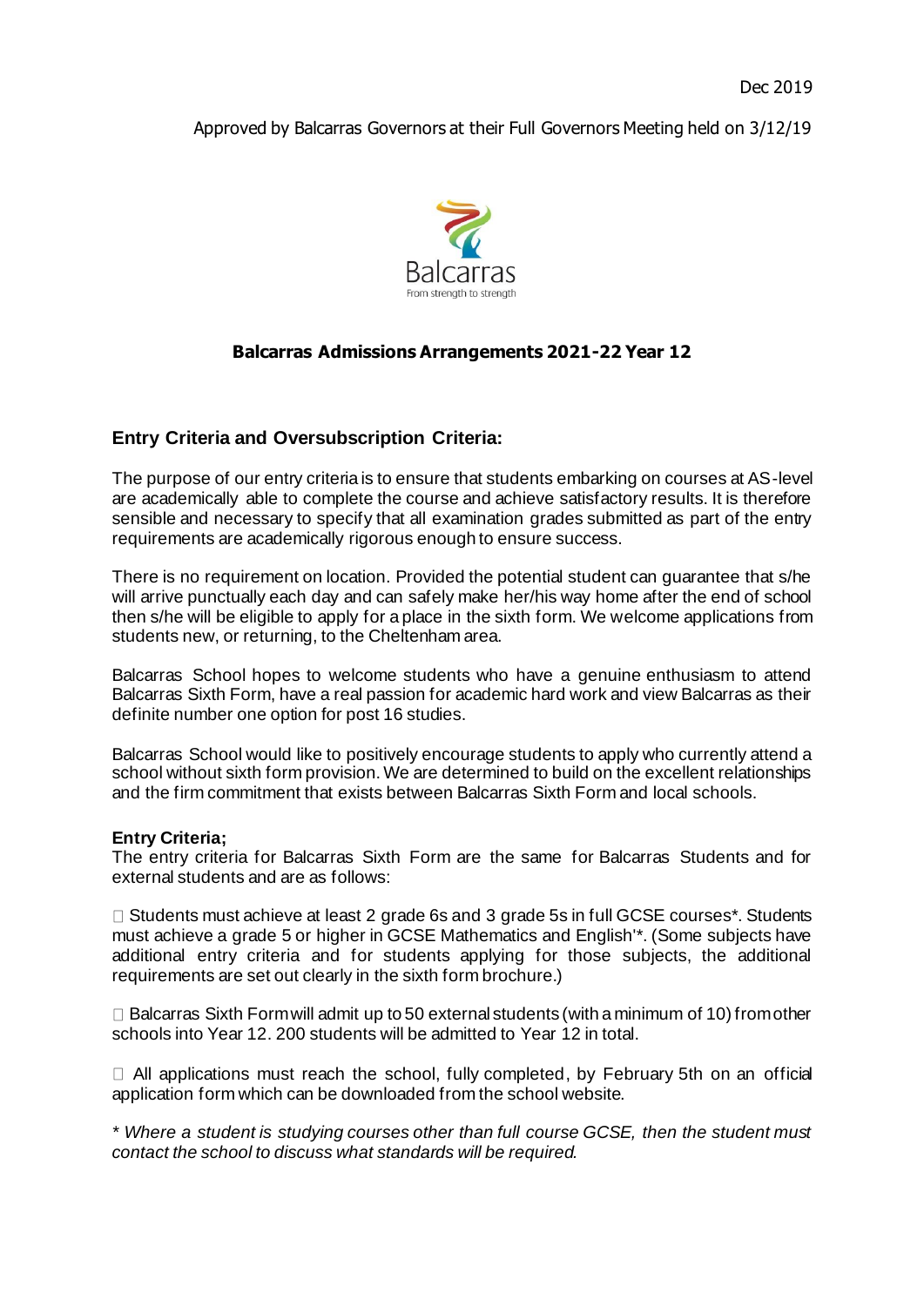Dec 2019

Approved by Balcarras Governors at their Full Governors Meeting held on 3/12/19

Balcarras
From strength to strength

## Balcarras Admissions Arrangements 2021-22 Year 12

### Entry Criteria and Oversubscription Criteria:

The purpose of our entry criteria is to ensure that students embarking on courses at AS-level are academically able to complete the course and achieve satisfactory results. It is therefore sensible and necessary to specify that all examination grades submitted as part of the entry requirements are academically rigorous enough to ensure success.

There is no requirement on location. Provided the potential student can guarantee that s/he will arrive punctually each day and can safely make her/his way home after the end of school then s/he will be eligible to apply for a place in the sixth form. We welcome applications from students new, or returning, to the Cheltenham area.

Balcarras School hopes to welcome students who have a genuine enthusiasm to attend Balcarras Sixth Form, have a real passion for academic hard work and view Balcarras as their definite number one option for post 16 studies.

Balcarras School would like to positively encourage students to apply who currently attend a school without sixth form provision. We are determined to build on the excellent relationships and the firm commitment that exists between Balcarras Sixth Form and local schools.

**Entry Criteria;**
The entry criteria for Balcarras Sixth Form are the same for Balcarras Students and for external students and are as follows:

- Students must achieve at least 2 grade 6s and 3 grade 5s in full GCSE courses*. Students must achieve a grade 5 or higher in GCSE Mathematics and English'*. (Some subjects have additional entry criteria and for students applying for those subjects, the additional requirements are set out clearly in the sixth form brochure.)

- Balcarras Sixth Form will admit up to 50 external students (with a minimum of 10) from other schools into Year 12. 200 students will be admitted to Year 12 in total.

- All applications must reach the school, fully completed, by February 5th on an official application form which can be downloaded from the school website.

*\* Where a student is studying courses other than full course GCSE, then the student must contact the school to discuss what standards will be required.*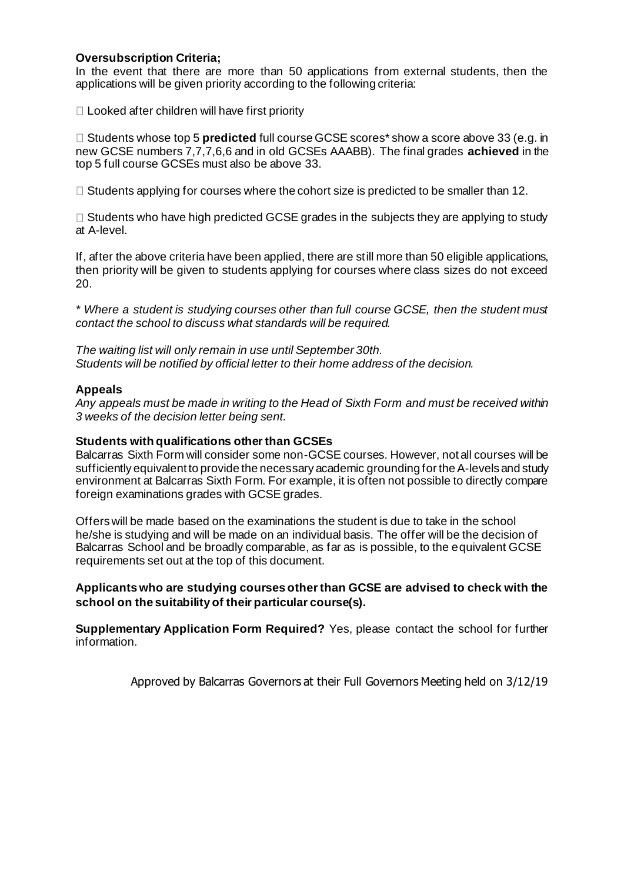**Oversubscription Criteria;**

In the event that there are more than 50 applications from external students, then the applications will be given priority according to the following criteria:

- Looked after children will have first priority

- Students whose top 5 **predicted** full course GCSE scores* show a score above 33 (e.g. in new GCSE numbers 7,7,7,6,6 and in old GCSEs AAABB). The final grades **achieved** in the top 5 full course GCSEs must also be above 33.

- Students applying for courses where the cohort size is predicted to be smaller than 12.

- Students who have high predicted GCSE grades in the subjects they are applying to study at A-level.

If, after the above criteria have been applied, there are still more than 50 eligible applications, then priority will be given to students applying for courses where class sizes do not exceed 20.

*\* Where a student is studying courses other than full course GCSE, then the student must contact the school to discuss what standards will be required.*

*The waiting list will only remain in use until September 30th.*
*Students will be notified by official letter to their home address of the decision.*

**Appeals**

*Any appeals must be made in writing to the Head of Sixth Form and must be received within 3 weeks of the decision letter being sent.*

**Students with qualifications other than GCSEs**

Balcarras Sixth Form will consider some non-GCSE courses. However, not all courses will be sufficiently equivalent to provide the necessary academic grounding for the A-levels and study environment at Balcarras Sixth Form. For example, it is often not possible to directly compare foreign examinations grades with GCSE grades.

Offers will be made based on the examinations the student is due to take in the school he/she is studying and will be made on an individual basis. The offer will be the decision of Balcarras School and be broadly comparable, as far as is possible, to the equivalent GCSE requirements set out at the top of this document.

**Applicants who are studying courses other than GCSE are advised to check with the school on the suitability of their particular course(s).**

**Supplementary Application Form Required?** Yes, please contact the school for further information.

Approved by Balcarras Governors at their Full Governors Meeting held on 3/12/19